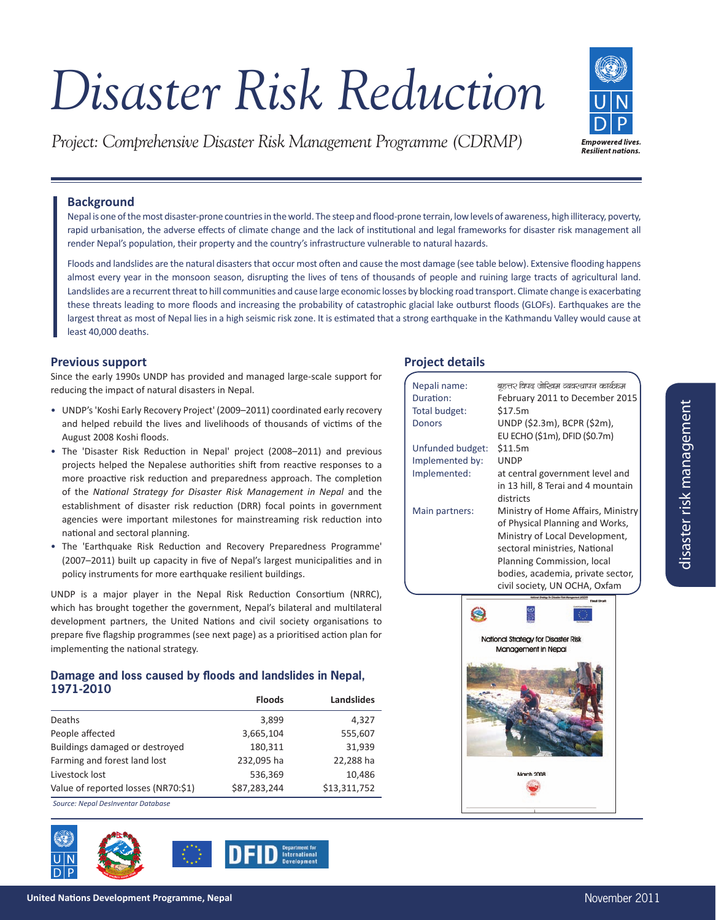# Disaster Risk Reduction

*Project: Comprehensive Disaster Risk Management Programme (CDRMP)*

## Background

Nepal is one of the most disaster-prone countries in the world. The steep and flood-prone terrain, low levels of awareness, high illiteracy, poverty, rapid urbanisation, the adverse effects of climate change and the lack of institutional and legal frameworks for disaster risk management all render Nepal's population, their property and the country's infrastructure vulnerable to natural hazards.

Floods and landslides are the natural disasters that occur most often and cause the most damage (see table below). Extensive flooding happens almost every year in the monsoon season, disrupting the lives of tens of thousands of people and ruining large tracts of agricultural land. Landslides are a recurrent threat to hill communities and cause large economic losses by blocking road transport. Climate change is exacerbating these threats leading to more floods and increasing the probability of catastrophic glacial lake outburst floods (GLOFs). Earthquakes are the largest threat as most of Nepal lies in a high seismic risk zone. It is estimated that a strong earthquake in the Kathmandu Valley would cause at least 40,000 deaths.

## Previous support

Since the early 1990s UNDP has provided and managed large-scale support for reducing the impact of natural disasters in Nepal.

- UNDP's 'Koshi Early Recovery Project' (2009–2011) coordinated early recovery and helped rebuild the lives and livelihoods of thousands of victims of the August 2008 Koshi floods.
- The 'Disaster Risk Reduction in Nepal' project (2008–2011) and previous projects helped the Nepalese authorities shift from reactive responses to a more proactive risk reduction and preparedness approach. The completion of the *National Strategy for Disaster Risk Management in Nepal* and the establishment of disaster risk reduction (DRR) focal points in government agencies were important milestones for mainstreaming risk reduction into national and sectoral planning.
- The 'Earthquake Risk Reduction and Recovery Preparedness Programme' (2007–2011) built up capacity in five of Nepal's largest municipalities and in policy instruments for more earthquake resilient buildings.

UNDP is a major player in the Nepal Risk Reduction Consortium (NRRC), which has brought together the government, Nepal's bilateral and multilateral development partners, the United Nations and civil society organisations to prepare five flagship programmes (see next page) as a prioritised action plan for implementing the national strategy.

### Damage and loss caused by floods and landslides in Nepal, 1971-2010

| | Floods | Landslides |
|---|---|---|
| Deaths | 3,899 | 4,327 |
| People affected | 3,665,104 | 555,607 |
| Buildings damaged or destroyed | 180,311 | 31,939 |
| Farming and forest land lost | 232,095 ha | 22,288 ha |
| Livestock lost | 536,369 | 10,486 |
| Value of reported losses (NR70:$1) | $87,283,244 | $13,311,752 |

*Source: Nepal DesInventar Database*

## Project details

| | |
|---|---|
| Nepali name: | बृहत्तर विपद जोखिम व्यवस्थापन कार्यक्रम |
| Duration: | February 2011 to December 2015 |
| Total budget: | $17.5m |
| Donors | UNDP ($2.3m), BCPR ($2m), EU ECHO ($1m), DFID ($0.7m) |
| Unfunded budget: | $11.5m |
| Implemented by: | UNDP |
| Implemented: | at central government level and in 13 hill, 8 Terai and 4 mountain districts |
| Main partners: | Ministry of Home Affairs, Ministry of Physical Planning and Works, Ministry of Local Development, sectoral ministries, National Planning Commission, local bodies, academia, private sector, civil society, UN OCHA, Oxfam |

National Strategy for Disaster Risk Management in Nepal

March 2008

disaster risk management

United Nations Development Programme, Nepal

November 2011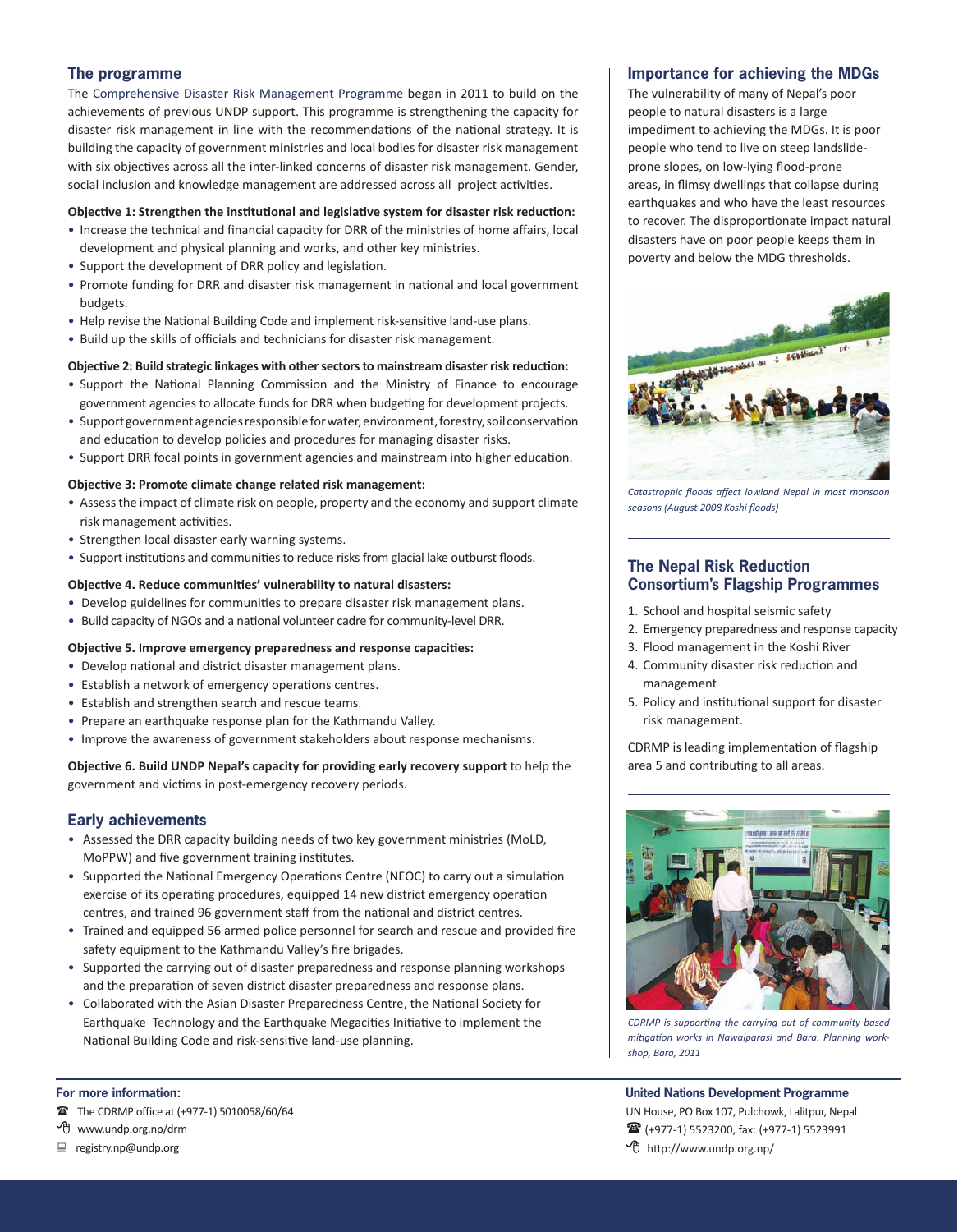## The programme

The Comprehensive Disaster Risk Management Programme began in 2011 to build on the achievements of previous UNDP support. This programme is strengthening the capacity for disaster risk management in line with the recommendations of the national strategy. It is building the capacity of government ministries and local bodies for disaster risk management with six objectives across all the inter-linked concerns of disaster risk management. Gender, social inclusion and knowledge management are addressed across all project activities.

**Objective 1: Strengthen the institutional and legislative system for disaster risk reduction:**

- Increase the technical and financial capacity for DRR of the ministries of home affairs, local development and physical planning and works, and other key ministries.
- Support the development of DRR policy and legislation.
- Promote funding for DRR and disaster risk management in national and local government budgets.
- Help revise the National Building Code and implement risk-sensitive land-use plans.
- Build up the skills of officials and technicians for disaster risk management.

**Objective 2: Build strategic linkages with other sectors to mainstream disaster risk reduction:**

- Support the National Planning Commission and the Ministry of Finance to encourage government agencies to allocate funds for DRR when budgeting for development projects.
- Support government agencies responsible for water, environment, forestry, soil conservation and education to develop policies and procedures for managing disaster risks.
- Support DRR focal points in government agencies and mainstream into higher education.

**Objective 3: Promote climate change related risk management:**

- Assess the impact of climate risk on people, property and the economy and support climate risk management activities.
- Strengthen local disaster early warning systems.
- Support institutions and communities to reduce risks from glacial lake outburst floods.

**Objective 4. Reduce communities' vulnerability to natural disasters:**

- Develop guidelines for communities to prepare disaster risk management plans.
- Build capacity of NGOs and a national volunteer cadre for community-level DRR.

**Objective 5. Improve emergency preparedness and response capacities:**

- Develop national and district disaster management plans.
- Establish a network of emergency operations centres.
- Establish and strengthen search and rescue teams.
- Prepare an earthquake response plan for the Kathmandu Valley.
- Improve the awareness of government stakeholders about response mechanisms.

**Objective 6. Build UNDP Nepal's capacity for providing early recovery support** to help the government and victims in post-emergency recovery periods.

## Early achievements

- Assessed the DRR capacity building needs of two key government ministries (MoLD, MoPPW) and five government training institutes.
- Supported the National Emergency Operations Centre (NEOC) to carry out a simulation exercise of its operating procedures, equipped 14 new district emergency operation centres, and trained 96 government staff from the national and district centres.
- Trained and equipped 56 armed police personnel for search and rescue and provided fire safety equipment to the Kathmandu Valley's fire brigades.
- Supported the carrying out of disaster preparedness and response planning workshops and the preparation of seven district disaster preparedness and response plans.
- Collaborated with the Asian Disaster Preparedness Centre, the National Society for Earthquake Technology and the Earthquake Megacities Initiative to implement the National Building Code and risk-sensitive land-use planning.

## Importance for achieving the MDGs

The vulnerability of many of Nepal's poor people to natural disasters is a large impediment to achieving the MDGs. It is poor people who tend to live on steep landslide-prone slopes, on low-lying flood-prone areas, in flimsy dwellings that collapse during earthquakes and who have the least resources to recover. The disproportionate impact natural disasters have on poor people keeps them in poverty and below the MDG thresholds.

*Catastrophic floods affect lowland Nepal in most monsoon seasons (August 2008 Koshi floods)*

## The Nepal Risk Reduction Consortium's Flagship Programmes

1. School and hospital seismic safety
2. Emergency preparedness and response capacity
3. Flood management in the Koshi River
4. Community disaster risk reduction and management
5. Policy and institutional support for disaster risk management.

CDRMP is leading implementation of flagship area 5 and contributing to all areas.

*CDRMP is supporting the carrying out of community based mitigation works in Nawalparasi and Bara. Planning workshop, Bara, 2011*

**For more information:**

The CDRMP office at (+977-1) 5010058/60/64
www.undp.org.np/drm
registry.np@undp.org

**United Nations Development Programme**

UN House, PO Box 107, Pulchowk, Lalitpur, Nepal
(+977-1) 5523200, fax: (+977-1) 5523991
http://www.undp.org.np/